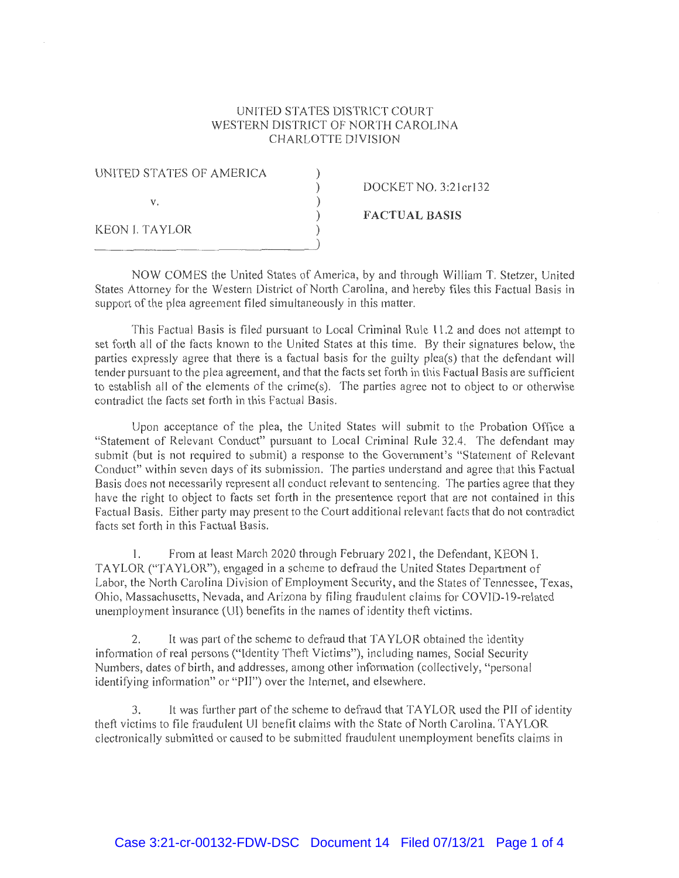UNITED STATES DISTRICT COURT
WESTERN DISTRICT OF NORTH CAROLINA
CHARLOTTE DIVISION

| | | |
|---|---|---|
| UNITED STATES OF AMERICA | ) | DOCKET NO. 3:21cr132 |
| v. | ) | |
| | ) | **FACTUAL BASIS** |
| KEON I. TAYLOR | ) | |

NOW COMES the United States of America, by and through William T. Stetzer, United States Attorney for the Western District of North Carolina, and hereby files this Factual Basis in support of the plea agreement filed simultaneously in this matter.

This Factual Basis is filed pursuant to Local Criminal Rule 11.2 and does not attempt to set forth all of the facts known to the United States at this time. By their signatures below, the parties expressly agree that there is a factual basis for the guilty plea(s) that the defendant will tender pursuant to the plea agreement, and that the facts set forth in this Factual Basis are sufficient to establish all of the elements of the crime(s). The parties agree not to object to or otherwise contradict the facts set forth in this Factual Basis.

Upon acceptance of the plea, the United States will submit to the Probation Office a "Statement of Relevant Conduct" pursuant to Local Criminal Rule 32.4. The defendant may submit (but is not required to submit) a response to the Government's "Statement of Relevant Conduct" within seven days of its submission. The parties understand and agree that this Factual Basis does not necessarily represent all conduct relevant to sentencing. The parties agree that they have the right to object to facts set forth in the presentence report that are not contained in this Factual Basis. Either party may present to the Court additional relevant facts that do not contradict facts set forth in this Factual Basis.

1. From at least March 2020 through February 2021, the Defendant, KEON I. TAYLOR ("TAYLOR"), engaged in a scheme to defraud the United States Department of Labor, the North Carolina Division of Employment Security, and the States of Tennessee, Texas, Ohio, Massachusetts, Nevada, and Arizona by filing fraudulent claims for COVID-19-related unemployment insurance (UI) benefits in the names of identity theft victims.

2. It was part of the scheme to defraud that TAYLOR obtained the identity information of real persons ("Identity Theft Victims"), including names, Social Security Numbers, dates of birth, and addresses, among other information (collectively, "personal identifying information" or "PII") over the Internet, and elsewhere.

3. It was further part of the scheme to defraud that TAYLOR used the PII of identity theft victims to file fraudulent UI benefit claims with the State of North Carolina. TAYLOR electronically submitted or caused to be submitted fraudulent unemployment benefits claims in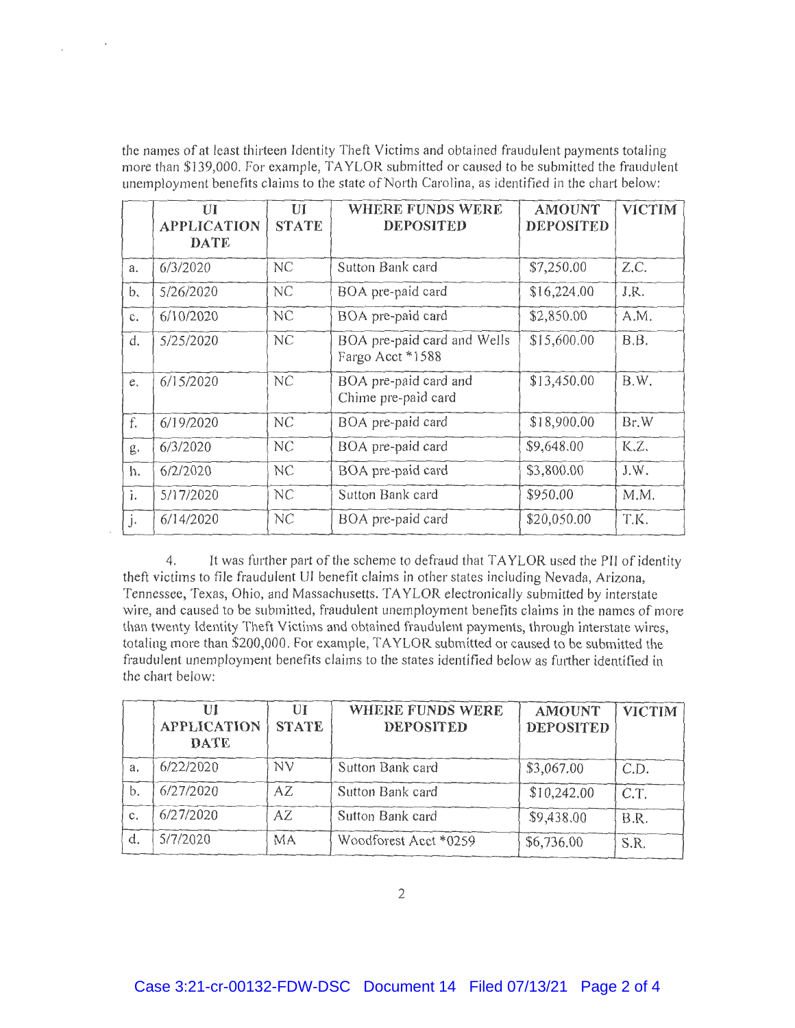the names of at least thirteen Identity Theft Victims and obtained fraudulent payments totaling more than $139,000. For example, TAYLOR submitted or caused to be submitted the fraudulent unemployment benefits claims to the state of North Carolina, as identified in the chart below:

| | UI APPLICATION DATE | UI STATE | WHERE FUNDS WERE DEPOSITED | AMOUNT DEPOSITED | VICTIM |
|---|---|---|---|---|---|
| a. | 6/3/2020 | NC | Sutton Bank card | $7,250.00 | Z.C. |
| b. | 5/26/2020 | NC | BOA pre-paid card | $16,224.00 | J.R. |
| c. | 6/10/2020 | NC | BOA pre-paid card | $2,850.00 | A.M. |
| d. | 5/25/2020 | NC | BOA pre-paid card and Wells Fargo Acct *1588 | $15,600.00 | B.B. |
| e. | 6/15/2020 | NC | BOA pre-paid card and Chime pre-paid card | $13,450.00 | B.W. |
| f. | 6/19/2020 | NC | BOA pre-paid card | $18,900.00 | Br.W |
| g. | 6/3/2020 | NC | BOA pre-paid card | $9,648.00 | K.Z. |
| h. | 6/2/2020 | NC | BOA pre-paid card | $3,800.00 | J.W. |
| i. | 5/17/2020 | NC | Sutton Bank card | $950.00 | M.M. |
| j. | 6/14/2020 | NC | BOA pre-paid card | $20,050.00 | T.K. |

4. It was further part of the scheme to defraud that TAYLOR used the PII of identity theft victims to file fraudulent UI benefit claims in other states including Nevada, Arizona, Tennessee, Texas, Ohio, and Massachusetts. TAYLOR electronically submitted by interstate wire, and caused to be submitted, fraudulent unemployment benefits claims in the names of more than twenty Identity Theft Victims and obtained fraudulent payments, through interstate wires, totaling more than $200,000. For example, TAYLOR submitted or caused to be submitted the fraudulent unemployment benefits claims to the states identified below as further identified in the chart below:

| | UI APPLICATION DATE | UI STATE | WHERE FUNDS WERE DEPOSITED | AMOUNT DEPOSITED | VICTIM |
|---|---|---|---|---|---|
| a. | 6/22/2020 | NV | Sutton Bank card | $3,067.00 | C.D. |
| b. | 6/27/2020 | AZ | Sutton Bank card | $10,242.00 | C.T. |
| c. | 6/27/2020 | AZ | Sutton Bank card | $9,438.00 | B.R. |
| d. | 5/7/2020 | MA | Woodforest Acct *0259 | $6,736.00 | S.R. |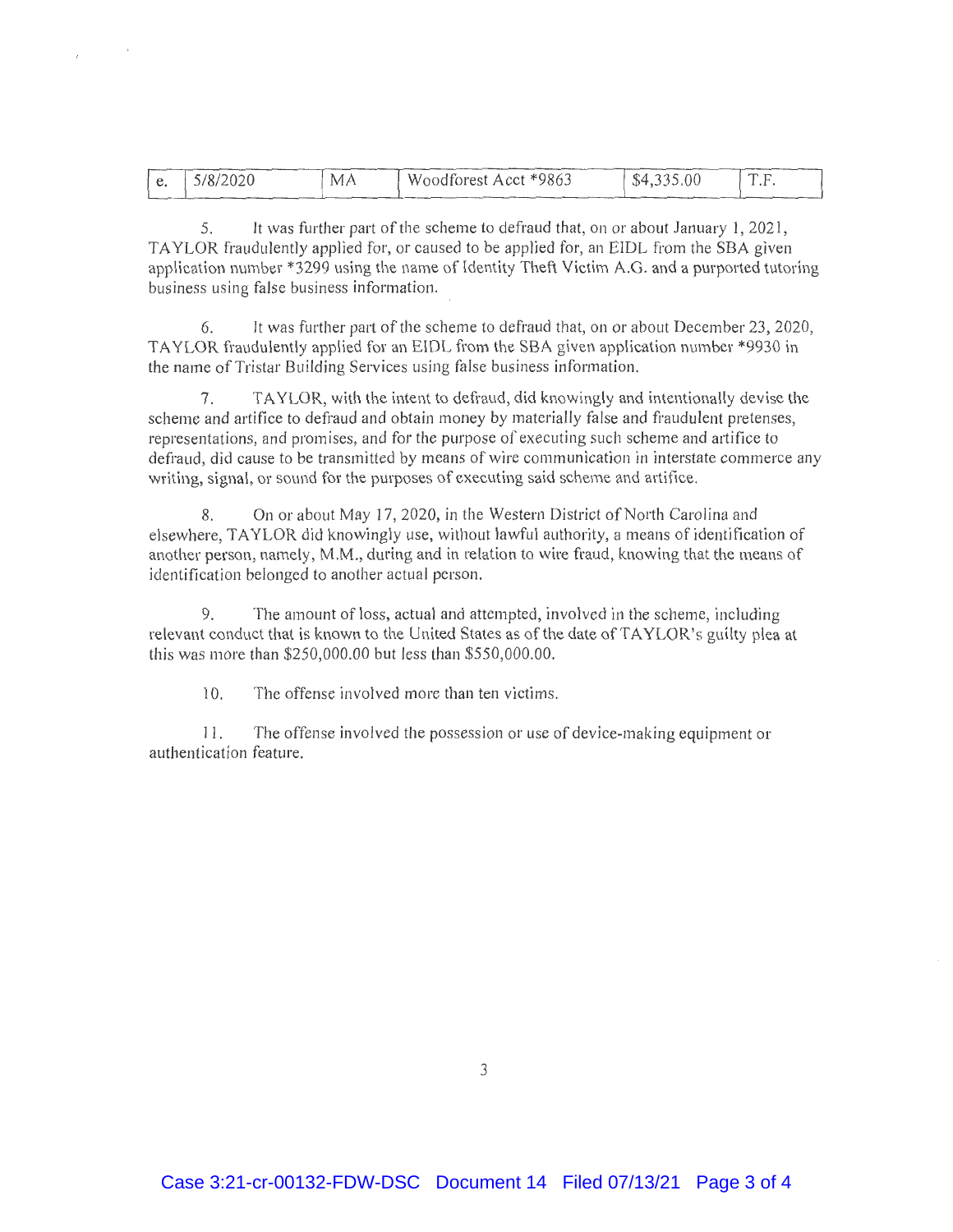| e. | 5/8/2020 | MA | Woodforest Acct *9863 | $4,335.00 | T.F. |
|---|---|---|---|---|---|

5. It was further part of the scheme to defraud that, on or about January 1, 2021, TAYLOR fraudulently applied for, or caused to be applied for, an EIDL from the SBA given application number *3299 using the name of Identity Theft Victim A.G. and a purported tutoring business using false business information.

6. It was further part of the scheme to defraud that, on or about December 23, 2020, TAYLOR fraudulently applied for an EIDL from the SBA given application number *9930 in the name of Tristar Building Services using false business information.

7. TAYLOR, with the intent to defraud, did knowingly and intentionally devise the scheme and artifice to defraud and obtain money by materially false and fraudulent pretenses, representations, and promises, and for the purpose of executing such scheme and artifice to defraud, did cause to be transmitted by means of wire communication in interstate commerce any writing, signal, or sound for the purposes of executing said scheme and artifice.

8. On or about May 17, 2020, in the Western District of North Carolina and elsewhere, TAYLOR did knowingly use, without lawful authority, a means of identification of another person, namely, M.M., during and in relation to wire fraud, knowing that the means of identification belonged to another actual person.

9. The amount of loss, actual and attempted, involved in the scheme, including relevant conduct that is known to the United States as of the date of TAYLOR's guilty plea at this was more than $250,000.00 but less than $550,000.00.

10. The offense involved more than ten victims.

11. The offense involved the possession or use of device-making equipment or authentication feature.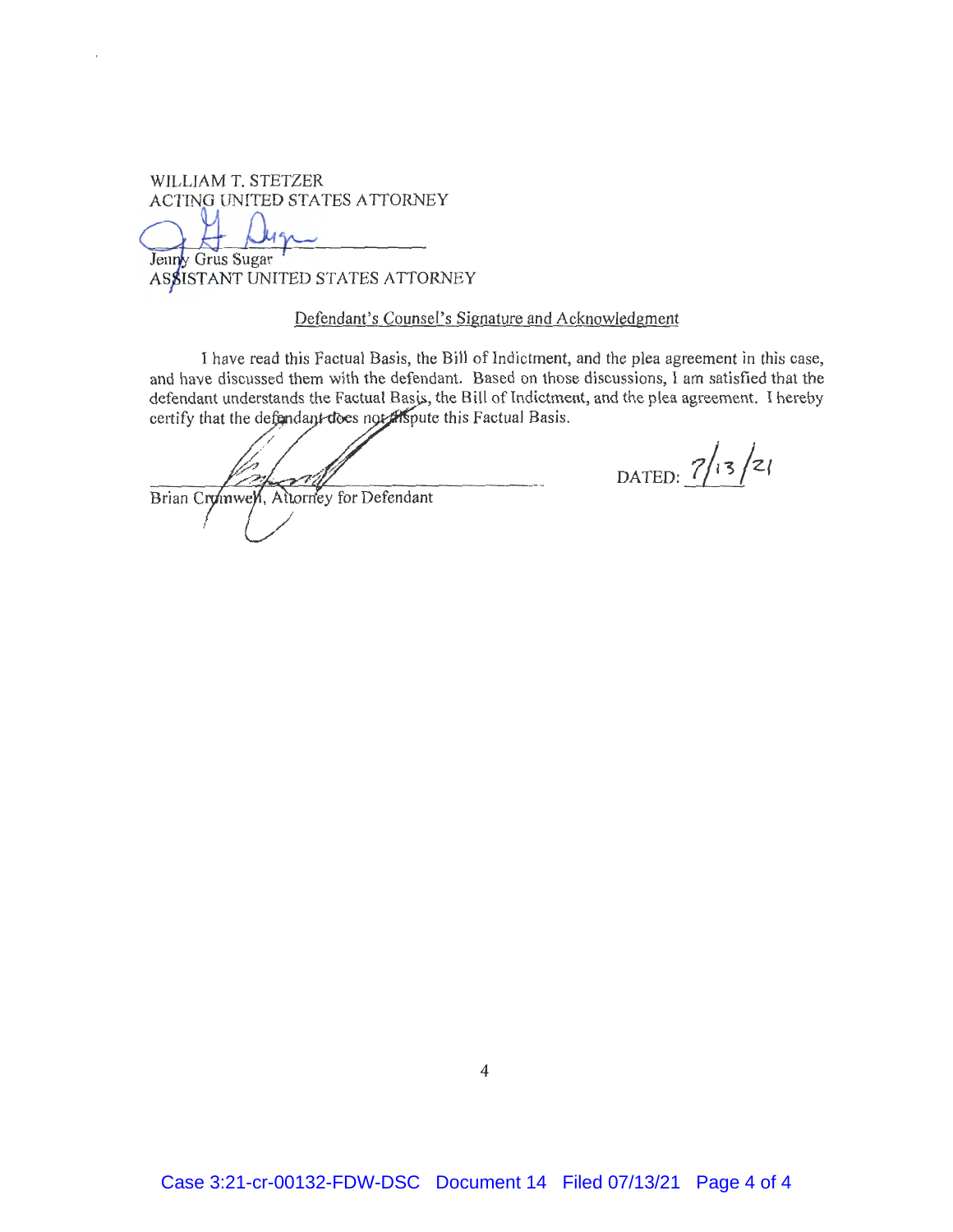WILLIAM T. STETZER
ACTING UNITED STATES ATTORNEY

Jenny Grus Sugar
ASSISTANT UNITED STATES ATTORNEY

Defendant's Counsel's Signature and Acknowledgment

I have read this Factual Basis, the Bill of Indictment, and the plea agreement in this case, and have discussed them with the defendant. Based on those discussions, I am satisfied that the defendant understands the Factual Basis, the Bill of Indictment, and the plea agreement. I hereby certify that the defendant does not dispute this Factual Basis.

Brian Cromwell, Attorney for Defendant

DATED: 7/13/21